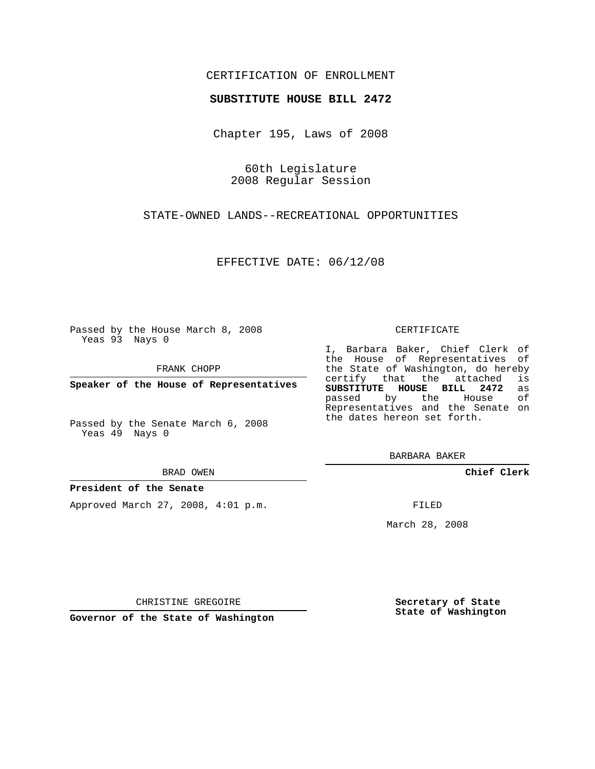CERTIFICATION OF ENROLLMENT

**SUBSTITUTE HOUSE BILL 2472**

Chapter 195, Laws of 2008

60th Legislature
2008 Regular Session

STATE-OWNED LANDS--RECREATIONAL OPPORTUNITIES

EFFECTIVE DATE: 06/12/08

Passed by the House March 8, 2008
Yeas 93 Nays 0

FRANK CHOPP

**Speaker of the House of Representatives**

Passed by the Senate March 6, 2008
Yeas 49 Nays 0

BRAD OWEN

**President of the Senate**

Approved March 27, 2008, 4:01 p.m.

CHRISTINE GREGOIRE

**Governor of the State of Washington**

CERTIFICATE

I, Barbara Baker, Chief Clerk of the House of Representatives of the State of Washington, do hereby certify that the attached is **SUBSTITUTE HOUSE BILL 2472** as passed by the House of Representatives and the Senate on the dates hereon set forth.

BARBARA BAKER

**Chief Clerk**

FILED

March 28, 2008

**Secretary of State**
**State of Washington**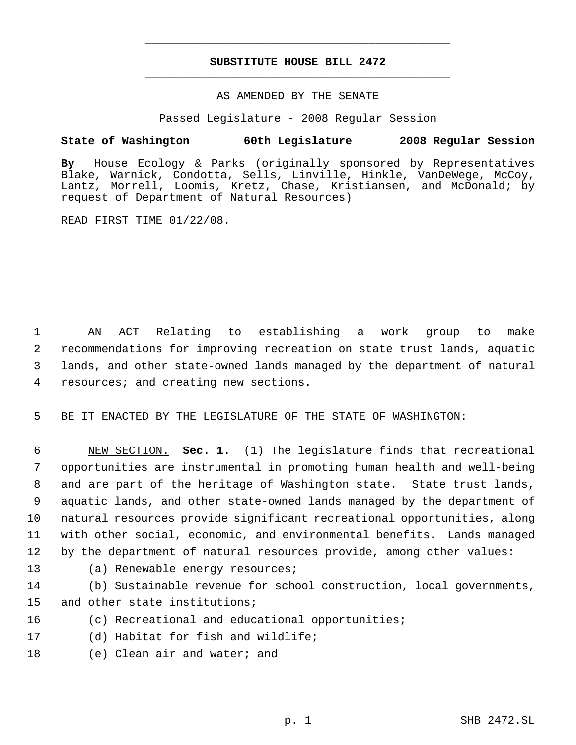# SUBSTITUTE HOUSE BILL 2472

AS AMENDED BY THE SENATE

Passed Legislature - 2008 Regular Session

**State of Washington 60th Legislature 2008 Regular Session**

**By** House Ecology & Parks (originally sponsored by Representatives Blake, Warnick, Condotta, Sells, Linville, Hinkle, VanDeWege, McCoy, Lantz, Morrell, Loomis, Kretz, Chase, Kristiansen, and McDonald; by request of Department of Natural Resources)

READ FIRST TIME 01/22/08.

AN ACT Relating to establishing a work group to make recommendations for improving recreation on state trust lands, aquatic lands, and other state-owned lands managed by the department of natural resources; and creating new sections.

BE IT ENACTED BY THE LEGISLATURE OF THE STATE OF WASHINGTON:

NEW SECTION. **Sec. 1.** (1) The legislature finds that recreational opportunities are instrumental in promoting human health and well-being and are part of the heritage of Washington state. State trust lands, aquatic lands, and other state-owned lands managed by the department of natural resources provide significant recreational opportunities, along with other social, economic, and environmental benefits. Lands managed by the department of natural resources provide, among other values:

(a) Renewable energy resources;

(b) Sustainable revenue for school construction, local governments, and other state institutions;

(c) Recreational and educational opportunities;

(d) Habitat for fish and wildlife;

(e) Clean air and water; and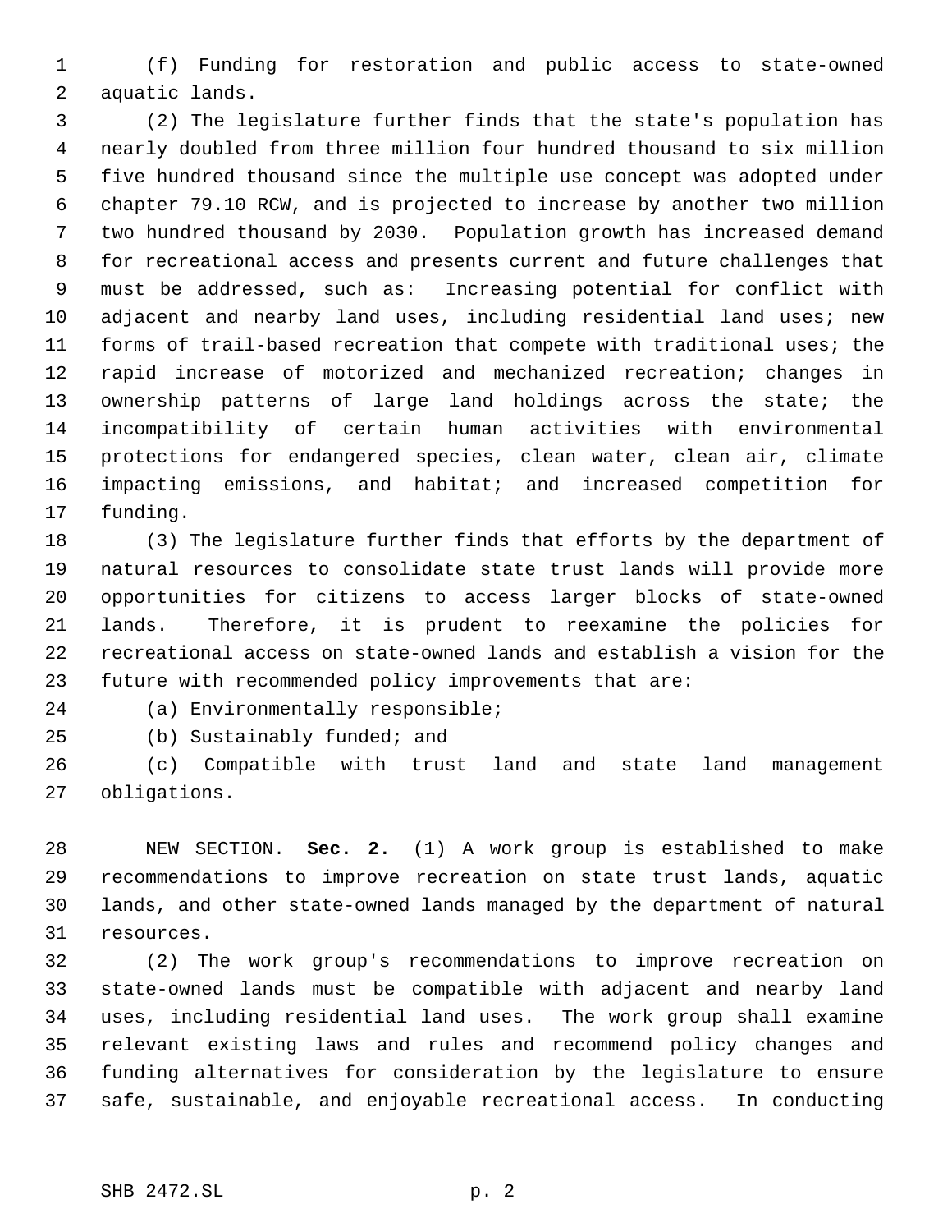(f) Funding for restoration and public access to state-owned aquatic lands.

(2) The legislature further finds that the state's population has nearly doubled from three million four hundred thousand to six million five hundred thousand since the multiple use concept was adopted under chapter 79.10 RCW, and is projected to increase by another two million two hundred thousand by 2030. Population growth has increased demand for recreational access and presents current and future challenges that must be addressed, such as: Increasing potential for conflict with adjacent and nearby land uses, including residential land uses; new forms of trail-based recreation that compete with traditional uses; the rapid increase of motorized and mechanized recreation; changes in ownership patterns of large land holdings across the state; the incompatibility of certain human activities with environmental protections for endangered species, clean water, clean air, climate impacting emissions, and habitat; and increased competition for funding.

(3) The legislature further finds that efforts by the department of natural resources to consolidate state trust lands will provide more opportunities for citizens to access larger blocks of state-owned lands. Therefore, it is prudent to reexamine the policies for recreational access on state-owned lands and establish a vision for the future with recommended policy improvements that are:

(a) Environmentally responsible;

(b) Sustainably funded; and

(c) Compatible with trust land and state land management obligations.

NEW SECTION. **Sec. 2.** (1) A work group is established to make recommendations to improve recreation on state trust lands, aquatic lands, and other state-owned lands managed by the department of natural resources.

(2) The work group's recommendations to improve recreation on state-owned lands must be compatible with adjacent and nearby land uses, including residential land uses. The work group shall examine relevant existing laws and rules and recommend policy changes and funding alternatives for consideration by the legislature to ensure safe, sustainable, and enjoyable recreational access. In conducting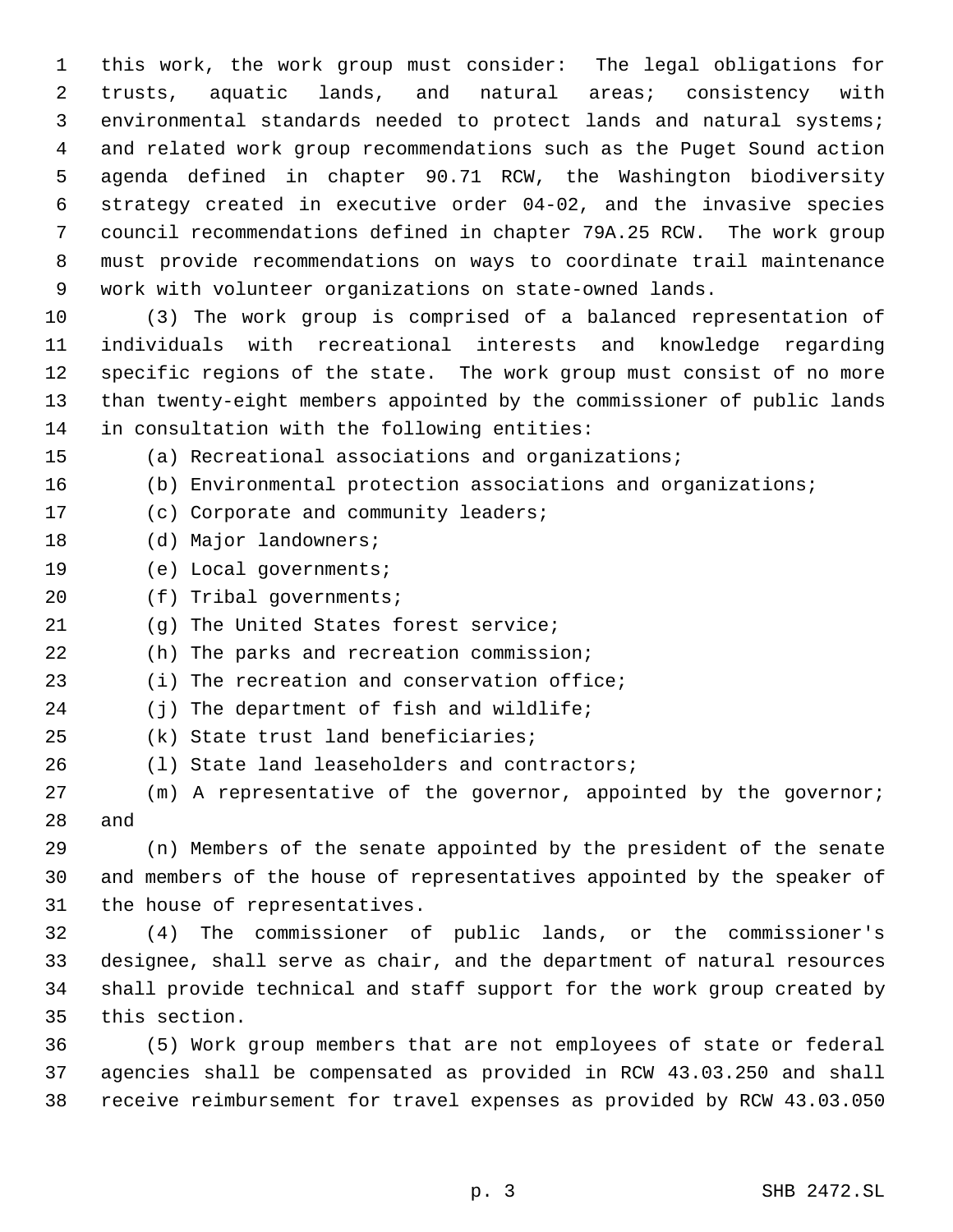this work, the work group must consider: The legal obligations for trusts, aquatic lands, and natural areas; consistency with environmental standards needed to protect lands and natural systems; and related work group recommendations such as the Puget Sound action agenda defined in chapter 90.71 RCW, the Washington biodiversity strategy created in executive order 04-02, and the invasive species council recommendations defined in chapter 79A.25 RCW. The work group must provide recommendations on ways to coordinate trail maintenance work with volunteer organizations on state-owned lands.

(3) The work group is comprised of a balanced representation of individuals with recreational interests and knowledge regarding specific regions of the state. The work group must consist of no more than twenty-eight members appointed by the commissioner of public lands in consultation with the following entities:

(a) Recreational associations and organizations;

(b) Environmental protection associations and organizations;

(c) Corporate and community leaders;

(d) Major landowners;

(e) Local governments;

(f) Tribal governments;

(g) The United States forest service;

(h) The parks and recreation commission;

(i) The recreation and conservation office;

(j) The department of fish and wildlife;

(k) State trust land beneficiaries;

(l) State land leaseholders and contractors;

(m) A representative of the governor, appointed by the governor; and

(n) Members of the senate appointed by the president of the senate and members of the house of representatives appointed by the speaker of the house of representatives.

(4) The commissioner of public lands, or the commissioner's designee, shall serve as chair, and the department of natural resources shall provide technical and staff support for the work group created by this section.

(5) Work group members that are not employees of state or federal agencies shall be compensated as provided in RCW 43.03.250 and shall receive reimbursement for travel expenses as provided by RCW 43.03.050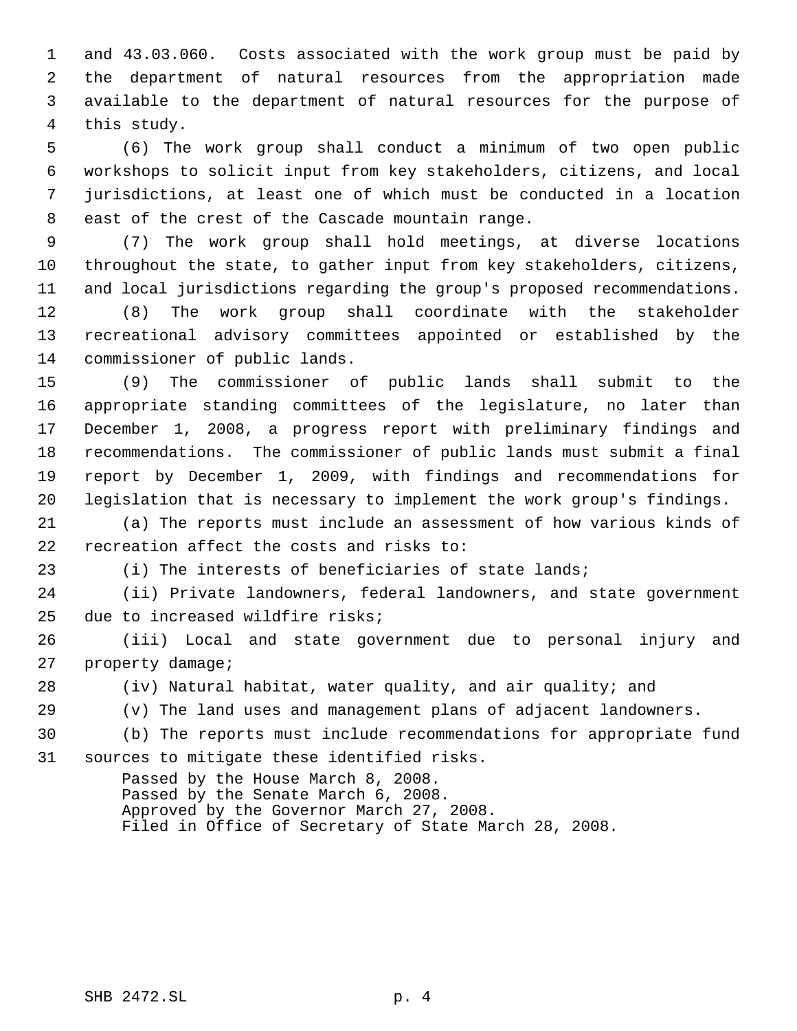and 43.03.060. Costs associated with the work group must be paid by the department of natural resources from the appropriation made available to the department of natural resources for the purpose of this study.

(6) The work group shall conduct a minimum of two open public workshops to solicit input from key stakeholders, citizens, and local jurisdictions, at least one of which must be conducted in a location east of the crest of the Cascade mountain range.

(7) The work group shall hold meetings, at diverse locations throughout the state, to gather input from key stakeholders, citizens, and local jurisdictions regarding the group's proposed recommendations.

(8) The work group shall coordinate with the stakeholder recreational advisory committees appointed or established by the commissioner of public lands.

(9) The commissioner of public lands shall submit to the appropriate standing committees of the legislature, no later than December 1, 2008, a progress report with preliminary findings and recommendations. The commissioner of public lands must submit a final report by December 1, 2009, with findings and recommendations for legislation that is necessary to implement the work group's findings.

(a) The reports must include an assessment of how various kinds of recreation affect the costs and risks to:

(i) The interests of beneficiaries of state lands;

(ii) Private landowners, federal landowners, and state government due to increased wildfire risks;

(iii) Local and state government due to personal injury and property damage;

(iv) Natural habitat, water quality, and air quality; and

(v) The land uses and management plans of adjacent landowners.

(b) The reports must include recommendations for appropriate fund sources to mitigate these identified risks.

Passed by the House March 8, 2008.
Passed by the Senate March 6, 2008.
Approved by the Governor March 27, 2008.
Filed in Office of Secretary of State March 28, 2008.